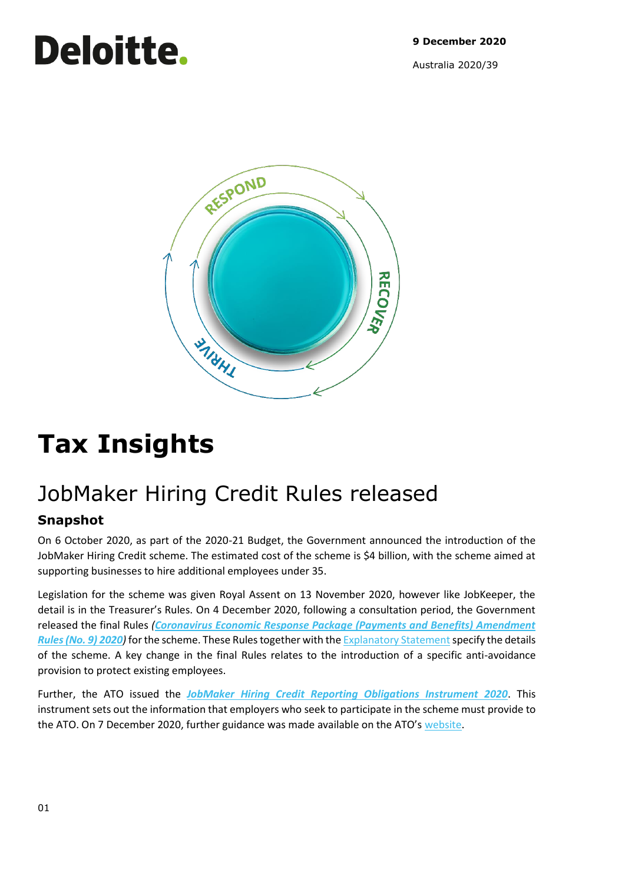Deloitte.

**9 December 2020**

Australia 2020/39

RESPOND

RECOVER

THRIVE

# Tax Insights

## JobMaker Hiring Credit Rules released

### Snapshot

On 6 October 2020, as part of the 2020-21 Budget, the Government announced the introduction of the JobMaker Hiring Credit scheme. The estimated cost of the scheme is $4 billion, with the scheme aimed at supporting businesses to hire additional employees under 35.

Legislation for the scheme was given Royal Assent on 13 November 2020, however like JobKeeper, the detail is in the Treasurer's Rules. On 4 December 2020, following a consultation period, the Government released the final Rules ***(Coronavirus Economic Response Package (Payments and Benefits) Amendment Rules (No. 9) 2020)*** for the scheme. These Rules together with the Explanatory Statement specify the details of the scheme. A key change in the final Rules relates to the introduction of a specific anti-avoidance provision to protect existing employees.

Further, the ATO issued the ***JobMaker Hiring Credit Reporting Obligations Instrument 2020***. This instrument sets out the information that employers who seek to participate in the scheme must provide to the ATO. On 7 December 2020, further guidance was made available on the ATO's website.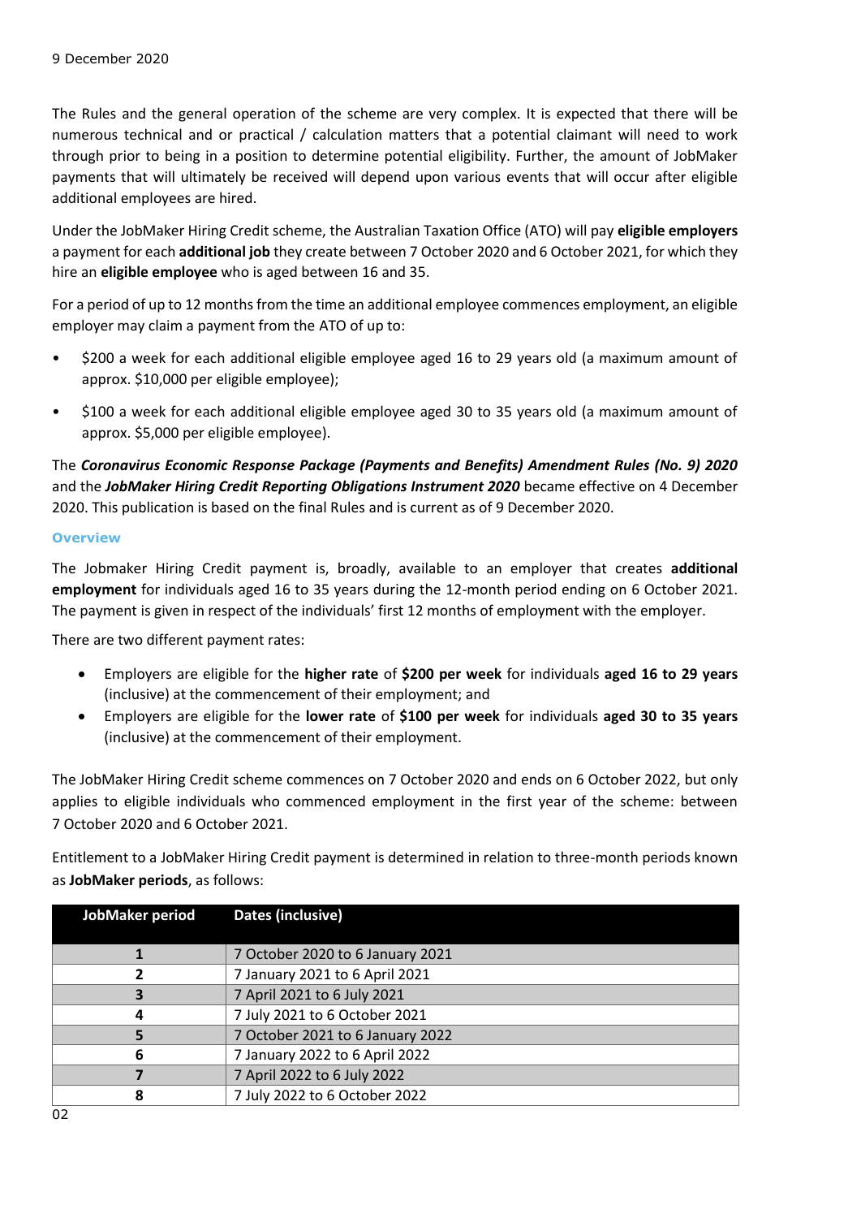The Rules and the general operation of the scheme are very complex. It is expected that there will be numerous technical and or practical / calculation matters that a potential claimant will need to work through prior to being in a position to determine potential eligibility. Further, the amount of JobMaker payments that will ultimately be received will depend upon various events that will occur after eligible additional employees are hired.

Under the JobMaker Hiring Credit scheme, the Australian Taxation Office (ATO) will pay **eligible employers** a payment for each **additional job** they create between 7 October 2020 and 6 October 2021, for which they hire an **eligible employee** who is aged between 16 and 35.

For a period of up to 12 months from the time an additional employee commences employment, an eligible employer may claim a payment from the ATO of up to:

- $200 a week for each additional eligible employee aged 16 to 29 years old (a maximum amount of approx. $10,000 per eligible employee);
- $100 a week for each additional eligible employee aged 30 to 35 years old (a maximum amount of approx. $5,000 per eligible employee).

The ***Coronavirus Economic Response Package (Payments and Benefits) Amendment Rules (No. 9) 2020*** and the ***JobMaker Hiring Credit Reporting Obligations Instrument 2020*** became effective on 4 December 2020. This publication is based on the final Rules and is current as of 9 December 2020.

## Overview

The Jobmaker Hiring Credit payment is, broadly, available to an employer that creates **additional employment** for individuals aged 16 to 35 years during the 12-month period ending on 6 October 2021. The payment is given in respect of the individuals' first 12 months of employment with the employer.

There are two different payment rates:

- Employers are eligible for the **higher rate** of **$200 per week** for individuals **aged 16 to 29 years** (inclusive) at the commencement of their employment; and
- Employers are eligible for the **lower rate** of **$100 per week** for individuals **aged 30 to 35 years** (inclusive) at the commencement of their employment.

The JobMaker Hiring Credit scheme commences on 7 October 2020 and ends on 6 October 2022, but only applies to eligible individuals who commenced employment in the first year of the scheme: between 7 October 2020 and 6 October 2021.

Entitlement to a JobMaker Hiring Credit payment is determined in relation to three-month periods known as **JobMaker periods**, as follows:

| JobMaker period | Dates (inclusive) |
|---|---|
| 1 | 7 October 2020 to 6 January 2021 |
| 2 | 7 January 2021 to 6 April 2021 |
| 3 | 7 April 2021 to 6 July 2021 |
| 4 | 7 July 2021 to 6 October 2021 |
| 5 | 7 October 2021 to 6 January 2022 |
| 6 | 7 January 2022 to 6 April 2022 |
| 7 | 7 April 2022 to 6 July 2022 |
| 8 | 7 July 2022 to 6 October 2022 |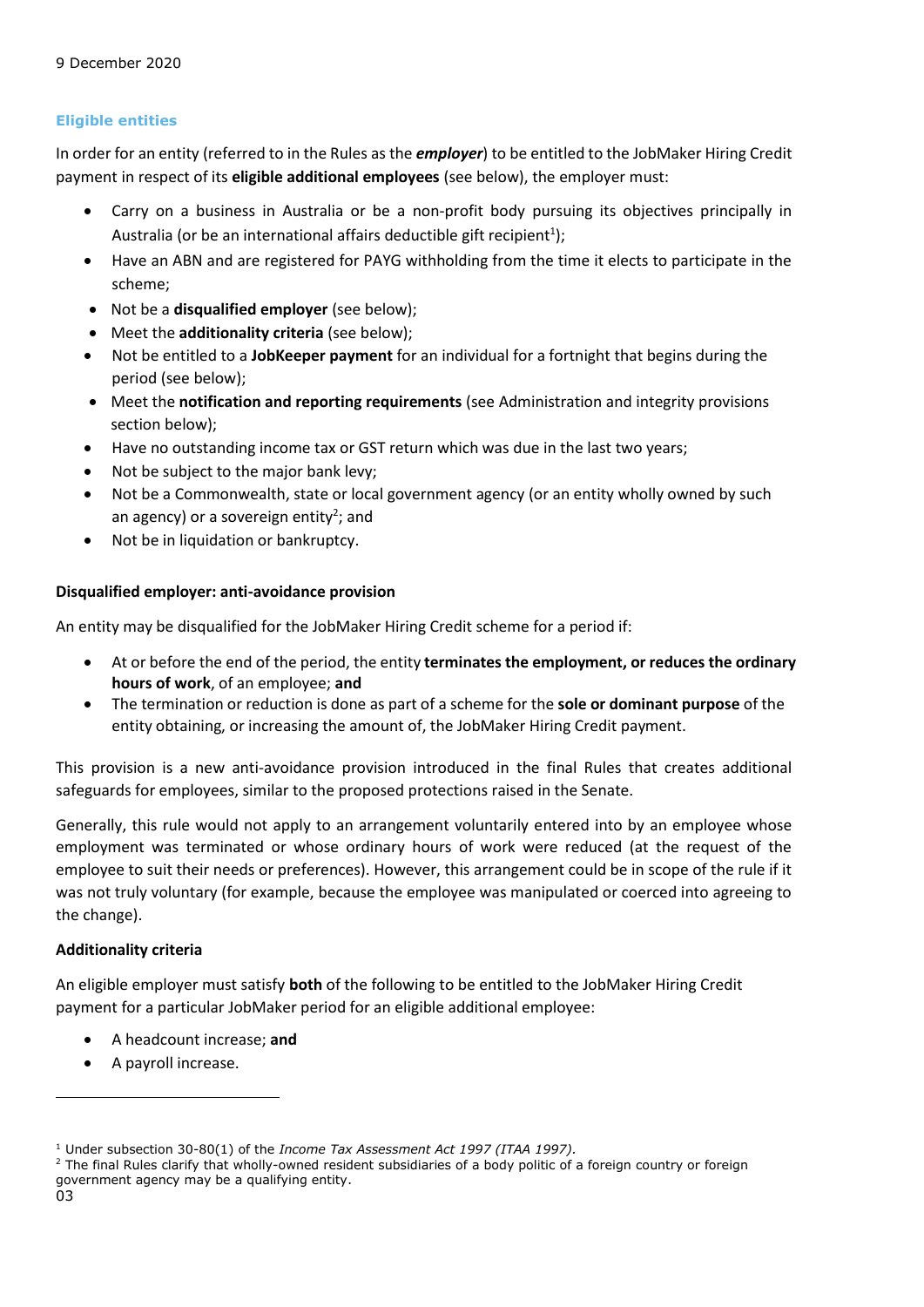### Eligible entities

In order for an entity (referred to in the Rules as the ***employer***) to be entitled to the JobMaker Hiring Credit payment in respect of its **eligible additional employees** (see below), the employer must:

- Carry on a business in Australia or be a non-profit body pursuing its objectives principally in Australia (or be an international affairs deductible gift recipient[1]);
- Have an ABN and are registered for PAYG withholding from the time it elects to participate in the scheme;
- Not be a **disqualified employer** (see below);
- Meet the **additionality criteria** (see below);
- Not be entitled to a **JobKeeper payment** for an individual for a fortnight that begins during the period (see below);
- Meet the **notification and reporting requirements** (see Administration and integrity provisions section below);
- Have no outstanding income tax or GST return which was due in the last two years;
- Not be subject to the major bank levy;
- Not be a Commonwealth, state or local government agency (or an entity wholly owned by such an agency) or a sovereign entity[2]; and
- Not be in liquidation or bankruptcy.

**Disqualified employer: anti-avoidance provision**

An entity may be disqualified for the JobMaker Hiring Credit scheme for a period if:

- At or before the end of the period, the entity **terminates the employment, or reduces the ordinary hours of work**, of an employee; **and**
- The termination or reduction is done as part of a scheme for the **sole or dominant purpose** of the entity obtaining, or increasing the amount of, the JobMaker Hiring Credit payment.

This provision is a new anti-avoidance provision introduced in the final Rules that creates additional safeguards for employees, similar to the proposed protections raised in the Senate.

Generally, this rule would not apply to an arrangement voluntarily entered into by an employee whose employment was terminated or whose ordinary hours of work were reduced (at the request of the employee to suit their needs or preferences). However, this arrangement could be in scope of the rule if it was not truly voluntary (for example, because the employee was manipulated or coerced into agreeing to the change).

**Additionality criteria**

An eligible employer must satisfy **both** of the following to be entitled to the JobMaker Hiring Credit payment for a particular JobMaker period for an eligible additional employee:

- A headcount increase; **and**
- A payroll increase.

---

[1] Under subsection 30-80(1) of the *Income Tax Assessment Act 1997 (ITAA 1997)*.

[2] The final Rules clarify that wholly-owned resident subsidiaries of a body politic of a foreign country or foreign government agency may be a qualifying entity.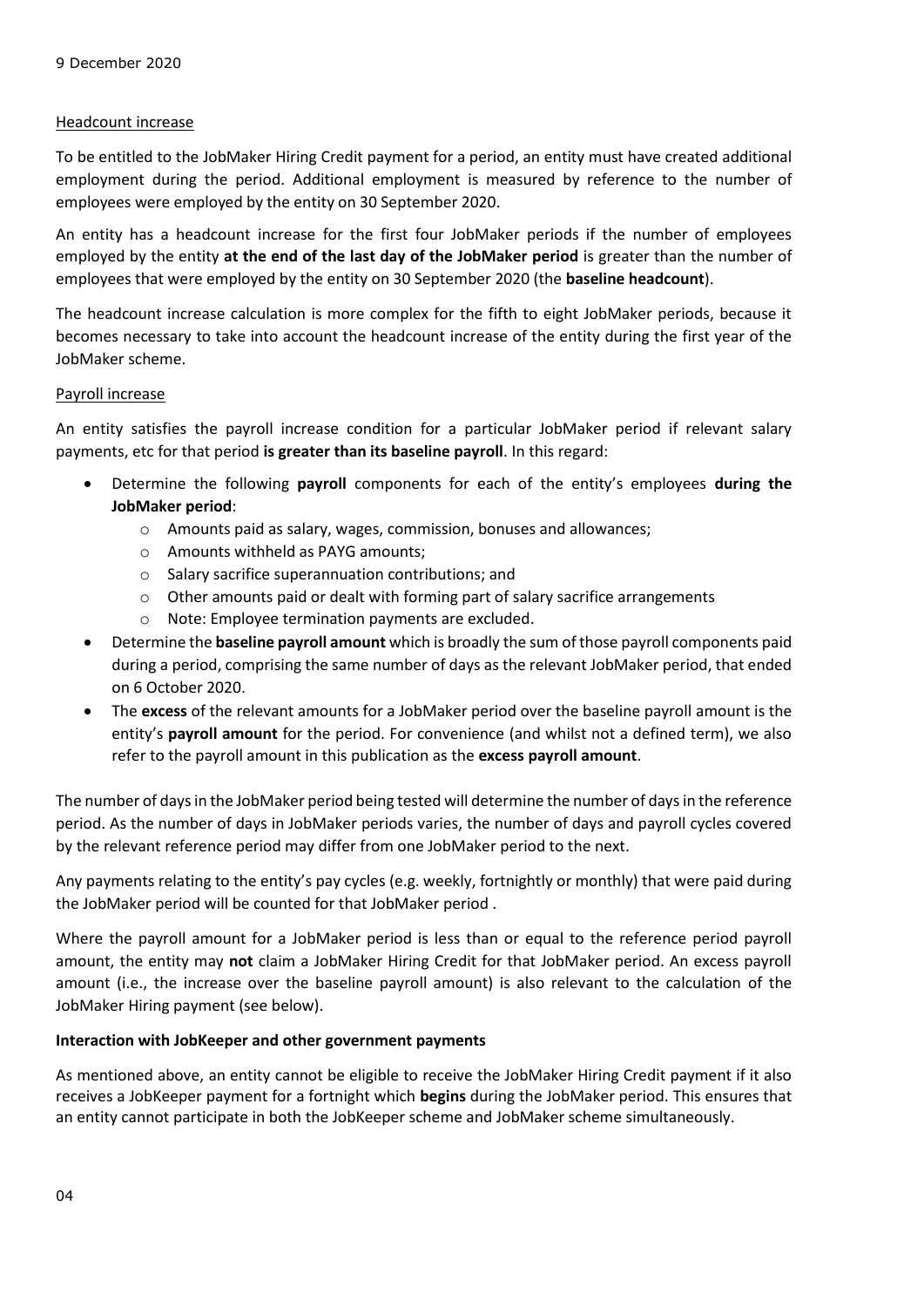Headcount increase

To be entitled to the JobMaker Hiring Credit payment for a period, an entity must have created additional employment during the period. Additional employment is measured by reference to the number of employees were employed by the entity on 30 September 2020.

An entity has a headcount increase for the first four JobMaker periods if the number of employees employed by the entity **at the end of the last day of the JobMaker period** is greater than the number of employees that were employed by the entity on 30 September 2020 (the **baseline headcount**).

The headcount increase calculation is more complex for the fifth to eight JobMaker periods, because it becomes necessary to take into account the headcount increase of the entity during the first year of the JobMaker scheme.

Payroll increase

An entity satisfies the payroll increase condition for a particular JobMaker period if relevant salary payments, etc for that period **is greater than its baseline payroll**. In this regard:

- Determine the following **payroll** components for each of the entity's employees **during the JobMaker period**:
  - Amounts paid as salary, wages, commission, bonuses and allowances;
  - Amounts withheld as PAYG amounts;
  - Salary sacrifice superannuation contributions; and
  - Other amounts paid or dealt with forming part of salary sacrifice arrangements
  - Note: Employee termination payments are excluded.
- Determine the **baseline payroll amount** which is broadly the sum of those payroll components paid during a period, comprising the same number of days as the relevant JobMaker period, that ended on 6 October 2020.
- The **excess** of the relevant amounts for a JobMaker period over the baseline payroll amount is the entity's **payroll amount** for the period. For convenience (and whilst not a defined term), we also refer to the payroll amount in this publication as the **excess payroll amount**.

The number of days in the JobMaker period being tested will determine the number of days in the reference period. As the number of days in JobMaker periods varies, the number of days and payroll cycles covered by the relevant reference period may differ from one JobMaker period to the next.

Any payments relating to the entity's pay cycles (e.g. weekly, fortnightly or monthly) that were paid during the JobMaker period will be counted for that JobMaker period .

Where the payroll amount for a JobMaker period is less than or equal to the reference period payroll amount, the entity may **not** claim a JobMaker Hiring Credit for that JobMaker period. An excess payroll amount (i.e., the increase over the baseline payroll amount) is also relevant to the calculation of the JobMaker Hiring payment (see below).

**Interaction with JobKeeper and other government payments**

As mentioned above, an entity cannot be eligible to receive the JobMaker Hiring Credit payment if it also receives a JobKeeper payment for a fortnight which **begins** during the JobMaker period. This ensures that an entity cannot participate in both the JobKeeper scheme and JobMaker scheme simultaneously.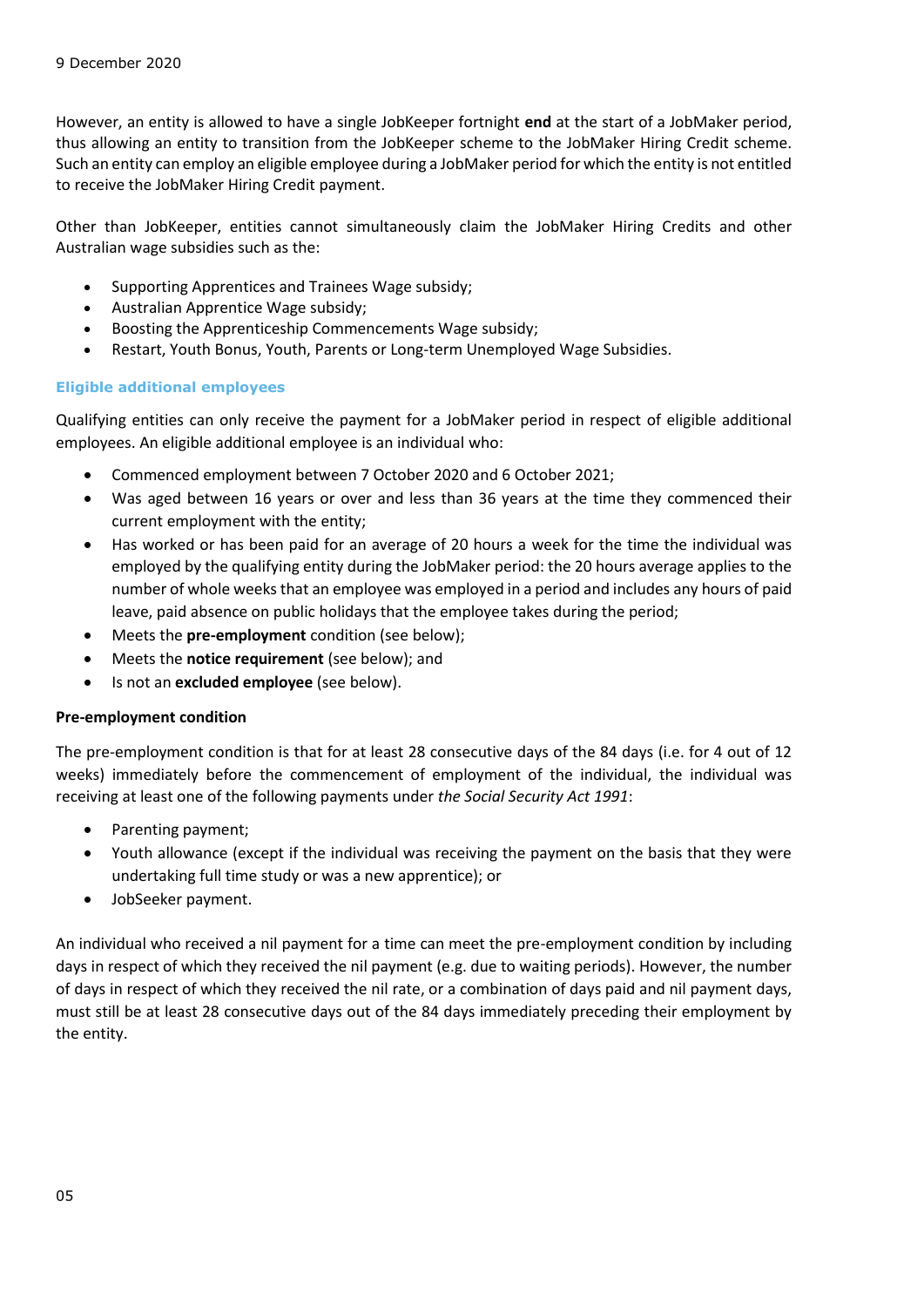However, an entity is allowed to have a single JobKeeper fortnight **end** at the start of a JobMaker period, thus allowing an entity to transition from the JobKeeper scheme to the JobMaker Hiring Credit scheme. Such an entity can employ an eligible employee during a JobMaker period for which the entity is not entitled to receive the JobMaker Hiring Credit payment.

Other than JobKeeper, entities cannot simultaneously claim the JobMaker Hiring Credits and other Australian wage subsidies such as the:

- Supporting Apprentices and Trainees Wage subsidy;
- Australian Apprentice Wage subsidy;
- Boosting the Apprenticeship Commencements Wage subsidy;
- Restart, Youth Bonus, Youth, Parents or Long-term Unemployed Wage Subsidies.

### Eligible additional employees

Qualifying entities can only receive the payment for a JobMaker period in respect of eligible additional employees. An eligible additional employee is an individual who:

- Commenced employment between 7 October 2020 and 6 October 2021;
- Was aged between 16 years or over and less than 36 years at the time they commenced their current employment with the entity;
- Has worked or has been paid for an average of 20 hours a week for the time the individual was employed by the qualifying entity during the JobMaker period: the 20 hours average applies to the number of whole weeks that an employee was employed in a period and includes any hours of paid leave, paid absence on public holidays that the employee takes during the period;
- Meets the **pre-employment** condition (see below);
- Meets the **notice requirement** (see below); and
- Is not an **excluded employee** (see below).

**Pre-employment condition**

The pre-employment condition is that for at least 28 consecutive days of the 84 days (i.e. for 4 out of 12 weeks) immediately before the commencement of employment of the individual, the individual was receiving at least one of the following payments under *the Social Security Act 1991*:

- Parenting payment;
- Youth allowance (except if the individual was receiving the payment on the basis that they were undertaking full time study or was a new apprentice); or
- JobSeeker payment.

An individual who received a nil payment for a time can meet the pre-employment condition by including days in respect of which they received the nil payment (e.g. due to waiting periods). However, the number of days in respect of which they received the nil rate, or a combination of days paid and nil payment days, must still be at least 28 consecutive days out of the 84 days immediately preceding their employment by the entity.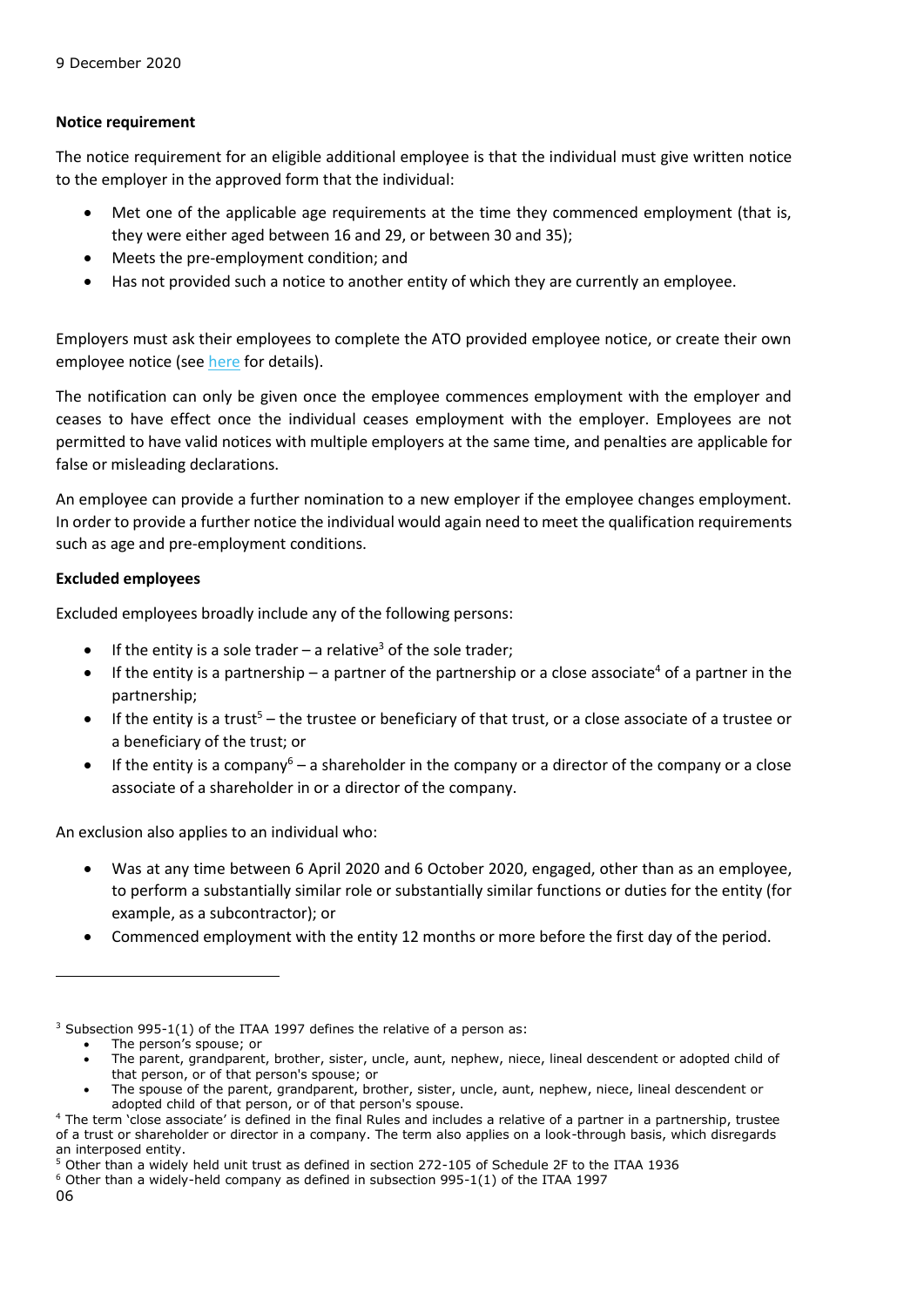**Notice requirement**

The notice requirement for an eligible additional employee is that the individual must give written notice to the employer in the approved form that the individual:

- Met one of the applicable age requirements at the time they commenced employment (that is, they were either aged between 16 and 29, or between 30 and 35);
- Meets the pre-employment condition; and
- Has not provided such a notice to another entity of which they are currently an employee.

Employers must ask their employees to complete the ATO provided employee notice, or create their own employee notice (see here for details).

The notification can only be given once the employee commences employment with the employer and ceases to have effect once the individual ceases employment with the employer. Employees are not permitted to have valid notices with multiple employers at the same time, and penalties are applicable for false or misleading declarations.

An employee can provide a further nomination to a new employer if the employee changes employment. In order to provide a further notice the individual would again need to meet the qualification requirements such as age and pre-employment conditions.

**Excluded employees**

Excluded employees broadly include any of the following persons:

- If the entity is a sole trader – a relative[3] of the sole trader;
- If the entity is a partnership – a partner of the partnership or a close associate[4] of a partner in the partnership;
- If the entity is a trust[5] – the trustee or beneficiary of that trust, or a close associate of a trustee or a beneficiary of the trust; or
- If the entity is a company[6] – a shareholder in the company or a director of the company or a close associate of a shareholder in or a director of the company.

An exclusion also applies to an individual who:

- Was at any time between 6 April 2020 and 6 October 2020, engaged, other than as an employee, to perform a substantially similar role or substantially similar functions or duties for the entity (for example, as a subcontractor); or
- Commenced employment with the entity 12 months or more before the first day of the period.

---

[3] Subsection 995-1(1) of the ITAA 1997 defines the relative of a person as:

- The person's spouse; or
- The parent, grandparent, brother, sister, uncle, aunt, nephew, niece, lineal descendent or adopted child of that person, or of that person's spouse; or
- The spouse of the parent, grandparent, brother, sister, uncle, aunt, nephew, niece, lineal descendent or adopted child of that person, or of that person's spouse.

[4] The term 'close associate' is defined in the final Rules and includes a relative of a partner in a partnership, trustee of a trust or shareholder or director in a company. The term also applies on a look-through basis, which disregards an interposed entity.

[5] Other than a widely held unit trust as defined in section 272-105 of Schedule 2F to the ITAA 1936

[6] Other than a widely-held company as defined in subsection 995-1(1) of the ITAA 1997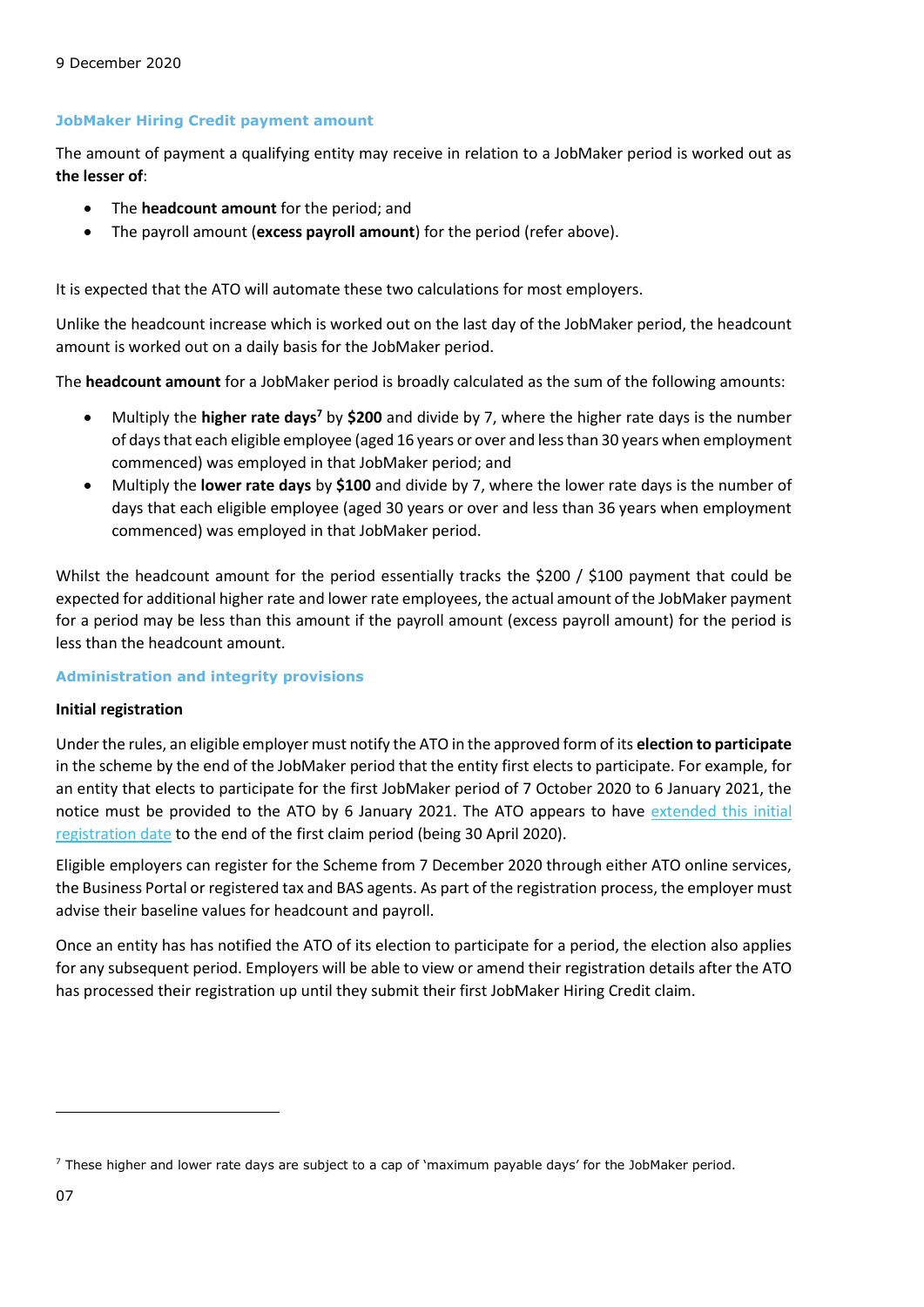### JobMaker Hiring Credit payment amount

The amount of payment a qualifying entity may receive in relation to a JobMaker period is worked out as **the lesser of**:

- The **headcount amount** for the period; and
- The payroll amount (**excess payroll amount**) for the period (refer above).

It is expected that the ATO will automate these two calculations for most employers.

Unlike the headcount increase which is worked out on the last day of the JobMaker period, the headcount amount is worked out on a daily basis for the JobMaker period.

The **headcount amount** for a JobMaker period is broadly calculated as the sum of the following amounts:

- Multiply the **higher rate days**[7] by **$200** and divide by 7, where the higher rate days is the number of days that each eligible employee (aged 16 years or over and less than 30 years when employment commenced) was employed in that JobMaker period; and
- Multiply the **lower rate days** by **$100** and divide by 7, where the lower rate days is the number of days that each eligible employee (aged 30 years or over and less than 36 years when employment commenced) was employed in that JobMaker period.

Whilst the headcount amount for the period essentially tracks the $200 / $100 payment that could be expected for additional higher rate and lower rate employees, the actual amount of the JobMaker payment for a period may be less than this amount if the payroll amount (excess payroll amount) for the period is less than the headcount amount.

### Administration and integrity provisions

**Initial registration**

Under the rules, an eligible employer must notify the ATO in the approved form of its **election to participate** in the scheme by the end of the JobMaker period that the entity first elects to participate. For example, for an entity that elects to participate for the first JobMaker period of 7 October 2020 to 6 January 2021, the notice must be provided to the ATO by 6 January 2021. The ATO appears to have extended this initial registration date to the end of the first claim period (being 30 April 2020).

Eligible employers can register for the Scheme from 7 December 2020 through either ATO online services, the Business Portal or registered tax and BAS agents. As part of the registration process, the employer must advise their baseline values for headcount and payroll.

Once an entity has has notified the ATO of its election to participate for a period, the election also applies for any subsequent period. Employers will be able to view or amend their registration details after the ATO has processed their registration up until they submit their first JobMaker Hiring Credit claim.

---

[7] These higher and lower rate days are subject to a cap of 'maximum payable days' for the JobMaker period.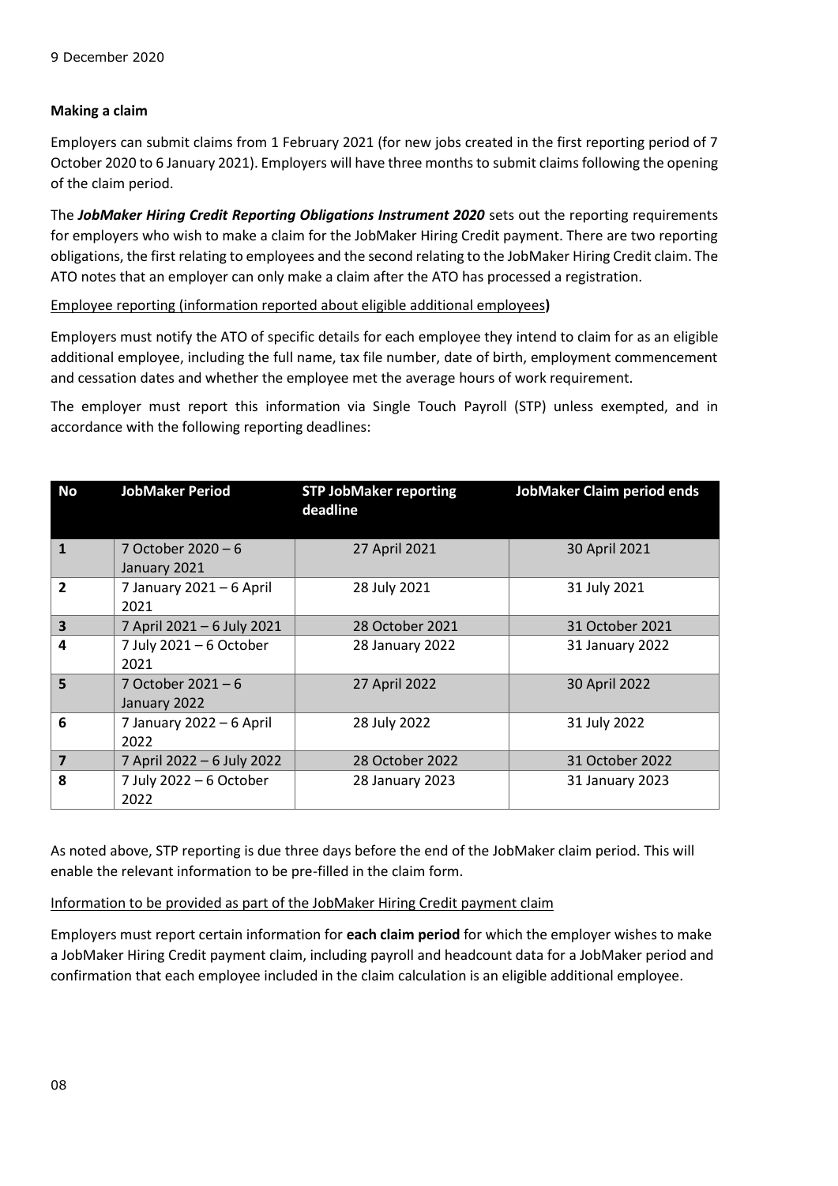9 December 2020

**Making a claim**

Employers can submit claims from 1 February 2021 (for new jobs created in the first reporting period of 7 October 2020 to 6 January 2021). Employers will have three months to submit claims following the opening of the claim period.

The ***JobMaker Hiring Credit Reporting Obligations Instrument 2020*** sets out the reporting requirements for employers who wish to make a claim for the JobMaker Hiring Credit payment. There are two reporting obligations, the first relating to employees and the second relating to the JobMaker Hiring Credit claim. The ATO notes that an employer can only make a claim after the ATO has processed a registration.

<u>Employee reporting (information reported about eligible additional employees</u>**)**

Employers must notify the ATO of specific details for each employee they intend to claim for as an eligible additional employee, including the full name, tax file number, date of birth, employment commencement and cessation dates and whether the employee met the average hours of work requirement.

The employer must report this information via Single Touch Payroll (STP) unless exempted, and in accordance with the following reporting deadlines:

| No | JobMaker Period | STP JobMaker reporting deadline | JobMaker Claim period ends |
| --- | --- | --- | --- |
| **1** | 7 October 2020 – 6 January 2021 | 27 April 2021 | 30 April 2021 |
| **2** | 7 January 2021 – 6 April 2021 | 28 July 2021 | 31 July 2021 |
| **3** | 7 April 2021 – 6 July 2021 | 28 October 2021 | 31 October 2021 |
| **4** | 7 July 2021 – 6 October 2021 | 28 January 2022 | 31 January 2022 |
| **5** | 7 October 2021 – 6 January 2022 | 27 April 2022 | 30 April 2022 |
| **6** | 7 January 2022 – 6 April 2022 | 28 July 2022 | 31 July 2022 |
| **7** | 7 April 2022 – 6 July 2022 | 28 October 2022 | 31 October 2022 |
| **8** | 7 July 2022 – 6 October 2022 | 28 January 2023 | 31 January 2023 |

As noted above, STP reporting is due three days before the end of the JobMaker claim period. This will enable the relevant information to be pre-filled in the claim form.

<u>Information to be provided as part of the JobMaker Hiring Credit payment claim</u>

Employers must report certain information for **each claim period** for which the employer wishes to make a JobMaker Hiring Credit payment claim, including payroll and headcount data for a JobMaker period and confirmation that each employee included in the claim calculation is an eligible additional employee.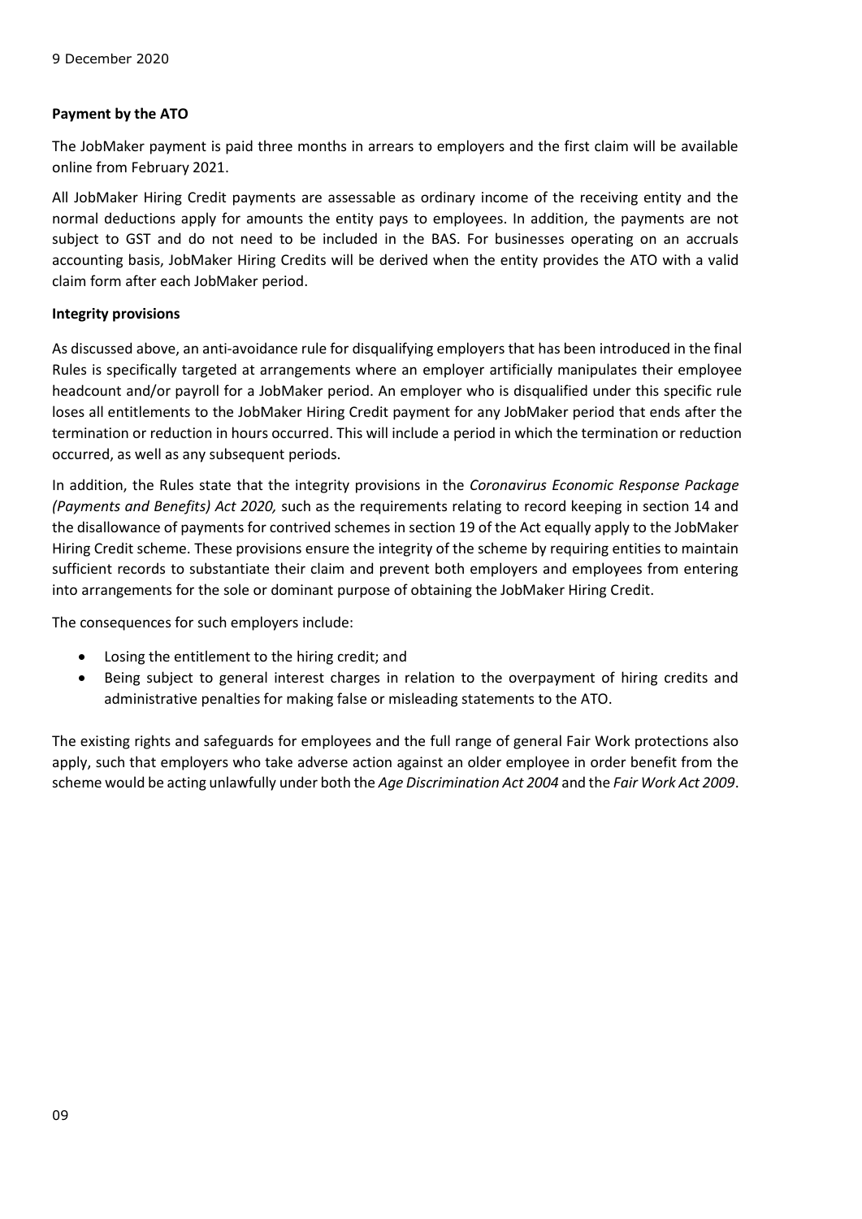## Payment by the ATO

The JobMaker payment is paid three months in arrears to employers and the first claim will be available online from February 2021.

All JobMaker Hiring Credit payments are assessable as ordinary income of the receiving entity and the normal deductions apply for amounts the entity pays to employees. In addition, the payments are not subject to GST and do not need to be included in the BAS. For businesses operating on an accruals accounting basis, JobMaker Hiring Credits will be derived when the entity provides the ATO with a valid claim form after each JobMaker period.

## Integrity provisions

As discussed above, an anti-avoidance rule for disqualifying employers that has been introduced in the final Rules is specifically targeted at arrangements where an employer artificially manipulates their employee headcount and/or payroll for a JobMaker period. An employer who is disqualified under this specific rule loses all entitlements to the JobMaker Hiring Credit payment for any JobMaker period that ends after the termination or reduction in hours occurred. This will include a period in which the termination or reduction occurred, as well as any subsequent periods.

In addition, the Rules state that the integrity provisions in the *Coronavirus Economic Response Package (Payments and Benefits) Act 2020,* such as the requirements relating to record keeping in section 14 and the disallowance of payments for contrived schemes in section 19 of the Act equally apply to the JobMaker Hiring Credit scheme. These provisions ensure the integrity of the scheme by requiring entities to maintain sufficient records to substantiate their claim and prevent both employers and employees from entering into arrangements for the sole or dominant purpose of obtaining the JobMaker Hiring Credit.

The consequences for such employers include:

- Losing the entitlement to the hiring credit; and
- Being subject to general interest charges in relation to the overpayment of hiring credits and administrative penalties for making false or misleading statements to the ATO.

The existing rights and safeguards for employees and the full range of general Fair Work protections also apply, such that employers who take adverse action against an older employee in order benefit from the scheme would be acting unlawfully under both the *Age Discrimination Act 2004* and the *Fair Work Act 2009*.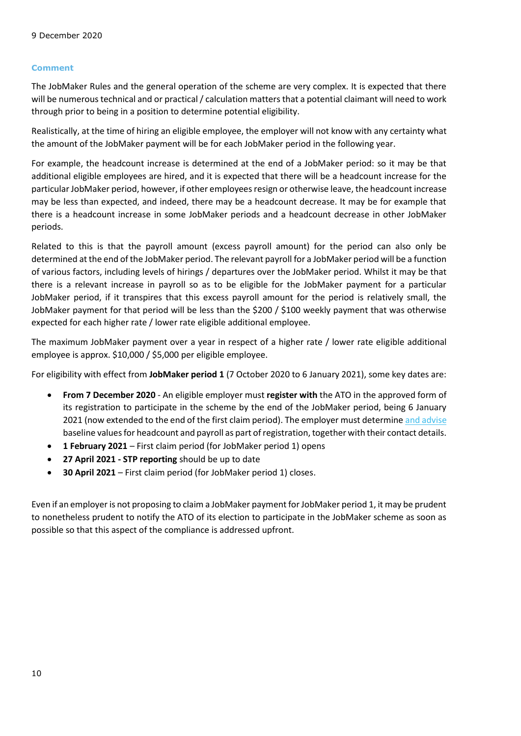**Comment**

The JobMaker Rules and the general operation of the scheme are very complex. It is expected that there will be numerous technical and or practical / calculation matters that a potential claimant will need to work through prior to being in a position to determine potential eligibility.

Realistically, at the time of hiring an eligible employee, the employer will not know with any certainty what the amount of the JobMaker payment will be for each JobMaker period in the following year.

For example, the headcount increase is determined at the end of a JobMaker period: so it may be that additional eligible employees are hired, and it is expected that there will be a headcount increase for the particular JobMaker period, however, if other employees resign or otherwise leave, the headcount increase may be less than expected, and indeed, there may be a headcount decrease. It may be for example that there is a headcount increase in some JobMaker periods and a headcount decrease in other JobMaker periods.

Related to this is that the payroll amount (excess payroll amount) for the period can also only be determined at the end of the JobMaker period. The relevant payroll for a JobMaker period will be a function of various factors, including levels of hirings / departures over the JobMaker period. Whilst it may be that there is a relevant increase in payroll so as to be eligible for the JobMaker payment for a particular JobMaker period, if it transpires that this excess payroll amount for the period is relatively small, the JobMaker payment for that period will be less than the $200 / $100 weekly payment that was otherwise expected for each higher rate / lower rate eligible additional employee.

The maximum JobMaker payment over a year in respect of a higher rate / lower rate eligible additional employee is approx. $10,000 / $5,000 per eligible employee.

For eligibility with effect from **JobMaker period 1** (7 October 2020 to 6 January 2021), some key dates are:

- **From 7 December 2020** - An eligible employer must **register with** the ATO in the approved form of its registration to participate in the scheme by the end of the JobMaker period, being 6 January 2021 (now extended to the end of the first claim period). The employer must determine and advise baseline values for headcount and payroll as part of registration, together with their contact details.
- **1 February 2021** – First claim period (for JobMaker period 1) opens
- **27 April 2021 - STP reporting** should be up to date
- **30 April 2021** – First claim period (for JobMaker period 1) closes.

Even if an employer is not proposing to claim a JobMaker payment for JobMaker period 1, it may be prudent to nonetheless prudent to notify the ATO of its election to participate in the JobMaker scheme as soon as possible so that this aspect of the compliance is addressed upfront.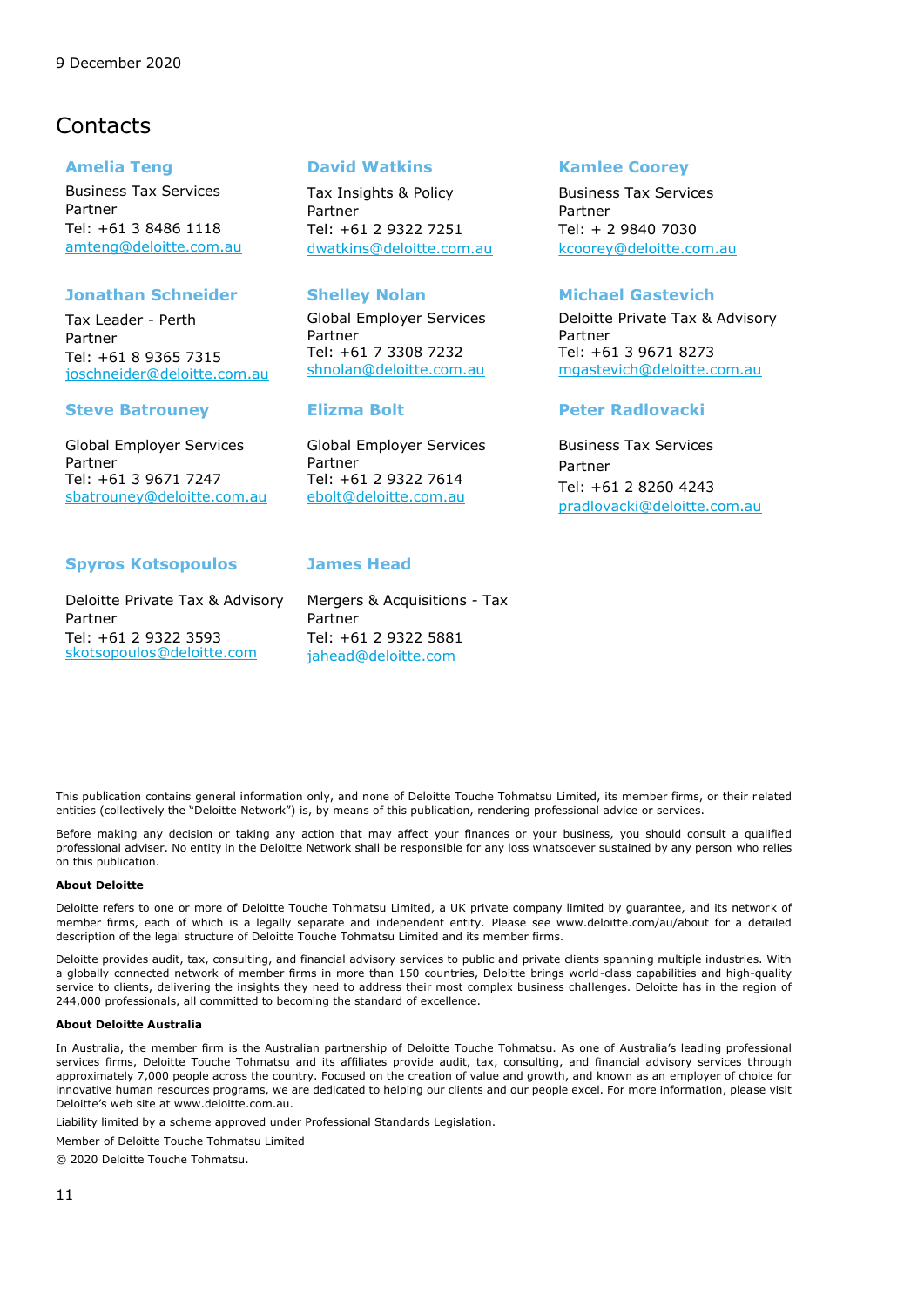9 December 2020

# Contacts

### Amelia Teng

Business Tax Services
Partner
Tel: +61 3 8486 1118
amteng@deloitte.com.au

### David Watkins

Tax Insights & Policy
Partner
Tel: +61 2 9322 7251
dwatkins@deloitte.com.au

### Kamlee Coorey

Business Tax Services
Partner
Tel: + 2 9840 7030
kcoorey@deloitte.com.au

### Jonathan Schneider

Tax Leader - Perth
Partner
Tel: +61 8 9365 7315
joschneider@deloitte.com.au

### Shelley Nolan

Global Employer Services
Partner
Tel: +61 7 3308 7232
shnolan@deloitte.com.au

### Michael Gastevich

Deloitte Private Tax & Advisory
Partner
Tel: +61 3 9671 8273
mgastevich@deloitte.com.au

### Steve Batrouney

Global Employer Services
Partner
Tel: +61 3 9671 7247
sbatrouney@deloitte.com.au

### Elizma Bolt

Global Employer Services
Partner
Tel: +61 2 9322 7614
ebolt@deloitte.com.au

### Peter Radlovacki

Business Tax Services
Partner
Tel: +61 2 8260 4243
pradlovacki@deloitte.com.au

### Spyros Kotsopoulos

Deloitte Private Tax & Advisory
Partner
Tel: +61 2 9322 3593
skotsopoulos@deloitte.com

### James Head

Mergers & Acquisitions - Tax
Partner
Tel: +61 2 9322 5881
jahead@deloitte.com

This publication contains general information only, and none of Deloitte Touche Tohmatsu Limited, its member firms, or their related entities (collectively the "Deloitte Network") is, by means of this publication, rendering professional advice or services.

Before making any decision or taking any action that may affect your finances or your business, you should consult a qualified professional adviser. No entity in the Deloitte Network shall be responsible for any loss whatsoever sustained by any person who relies on this publication.

**About Deloitte**

Deloitte refers to one or more of Deloitte Touche Tohmatsu Limited, a UK private company limited by guarantee, and its network of member firms, each of which is a legally separate and independent entity. Please see www.deloitte.com/au/about for a detailed description of the legal structure of Deloitte Touche Tohmatsu Limited and its member firms.

Deloitte provides audit, tax, consulting, and financial advisory services to public and private clients spanning multiple industries. With a globally connected network of member firms in more than 150 countries, Deloitte brings world-class capabilities and high-quality service to clients, delivering the insights they need to address their most complex business challenges. Deloitte has in the region of 244,000 professionals, all committed to becoming the standard of excellence.

**About Deloitte Australia**

In Australia, the member firm is the Australian partnership of Deloitte Touche Tohmatsu. As one of Australia's leading professional services firms, Deloitte Touche Tohmatsu and its affiliates provide audit, tax, consulting, and financial advisory services through approximately 7,000 people across the country. Focused on the creation of value and growth, and known as an employer of choice for innovative human resources programs, we are dedicated to helping our clients and our people excel. For more information, please visit Deloitte's web site at www.deloitte.com.au.

Liability limited by a scheme approved under Professional Standards Legislation.

Member of Deloitte Touche Tohmatsu Limited

© 2020 Deloitte Touche Tohmatsu.